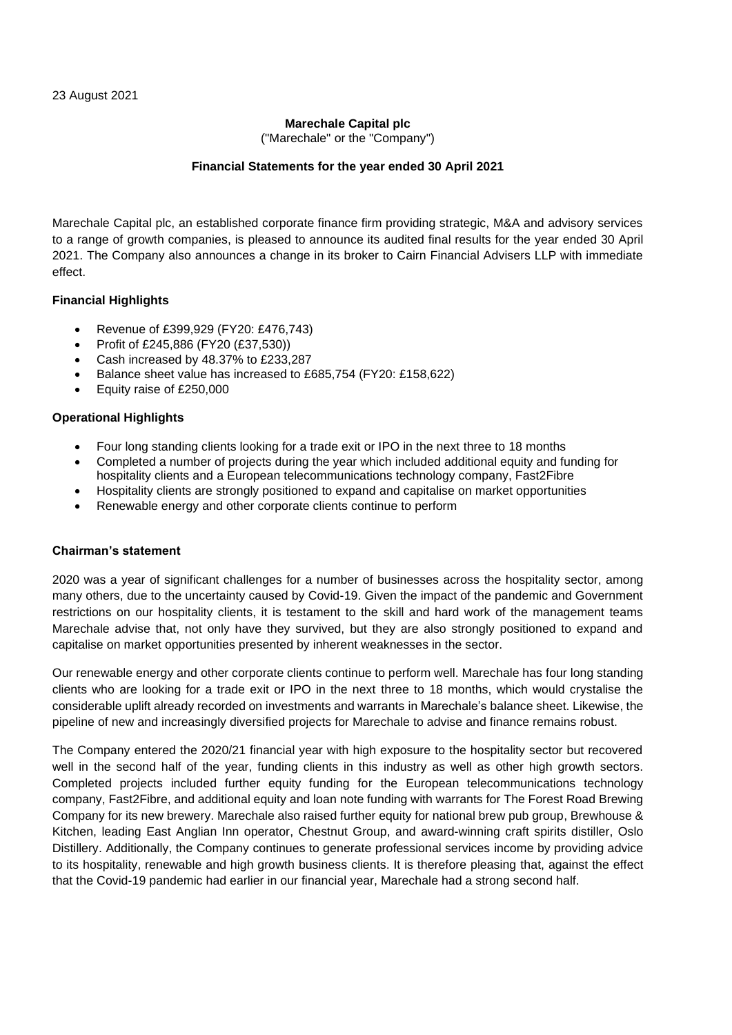23 August 2021

**Marechale Capital plc**

("Marechale" or the "Company")

**Financial Statements for the year ended 30 April 2021**

Marechale Capital plc, an established corporate finance firm providing strategic, M&A and advisory services to a range of growth companies, is pleased to announce its audited final results for the year ended 30 April 2021. The Company also announces a change in its broker to Cairn Financial Advisers LLP with immediate effect.

**Financial Highlights**

- Revenue of £399,929 (FY20: £476,743)
- Profit of £245,886 (FY20 (£37,530))
- Cash increased by 48.37% to £233,287
- Balance sheet value has increased to £685,754 (FY20: £158,622)
- Equity raise of £250,000

**Operational Highlights**

- Four long standing clients looking for a trade exit or IPO in the next three to 18 months
- Completed a number of projects during the year which included additional equity and funding for hospitality clients and a European telecommunications technology company, Fast2Fibre
- Hospitality clients are strongly positioned to expand and capitalise on market opportunities
- Renewable energy and other corporate clients continue to perform

**Chairman's statement**

2020 was a year of significant challenges for a number of businesses across the hospitality sector, among many others, due to the uncertainty caused by Covid-19. Given the impact of the pandemic and Government restrictions on our hospitality clients, it is testament to the skill and hard work of the management teams Marechale advise that, not only have they survived, but they are also strongly positioned to expand and capitalise on market opportunities presented by inherent weaknesses in the sector.

Our renewable energy and other corporate clients continue to perform well. Marechale has four long standing clients who are looking for a trade exit or IPO in the next three to 18 months, which would crystalise the considerable uplift already recorded on investments and warrants in Marechale's balance sheet. Likewise, the pipeline of new and increasingly diversified projects for Marechale to advise and finance remains robust.

The Company entered the 2020/21 financial year with high exposure to the hospitality sector but recovered well in the second half of the year, funding clients in this industry as well as other high growth sectors. Completed projects included further equity funding for the European telecommunications technology company, Fast2Fibre, and additional equity and loan note funding with warrants for The Forest Road Brewing Company for its new brewery. Marechale also raised further equity for national brew pub group, Brewhouse & Kitchen, leading East Anglian Inn operator, Chestnut Group, and award-winning craft spirits distiller, Oslo Distillery. Additionally, the Company continues to generate professional services income by providing advice to its hospitality, renewable and high growth business clients. It is therefore pleasing that, against the effect that the Covid-19 pandemic had earlier in our financial year, Marechale had a strong second half.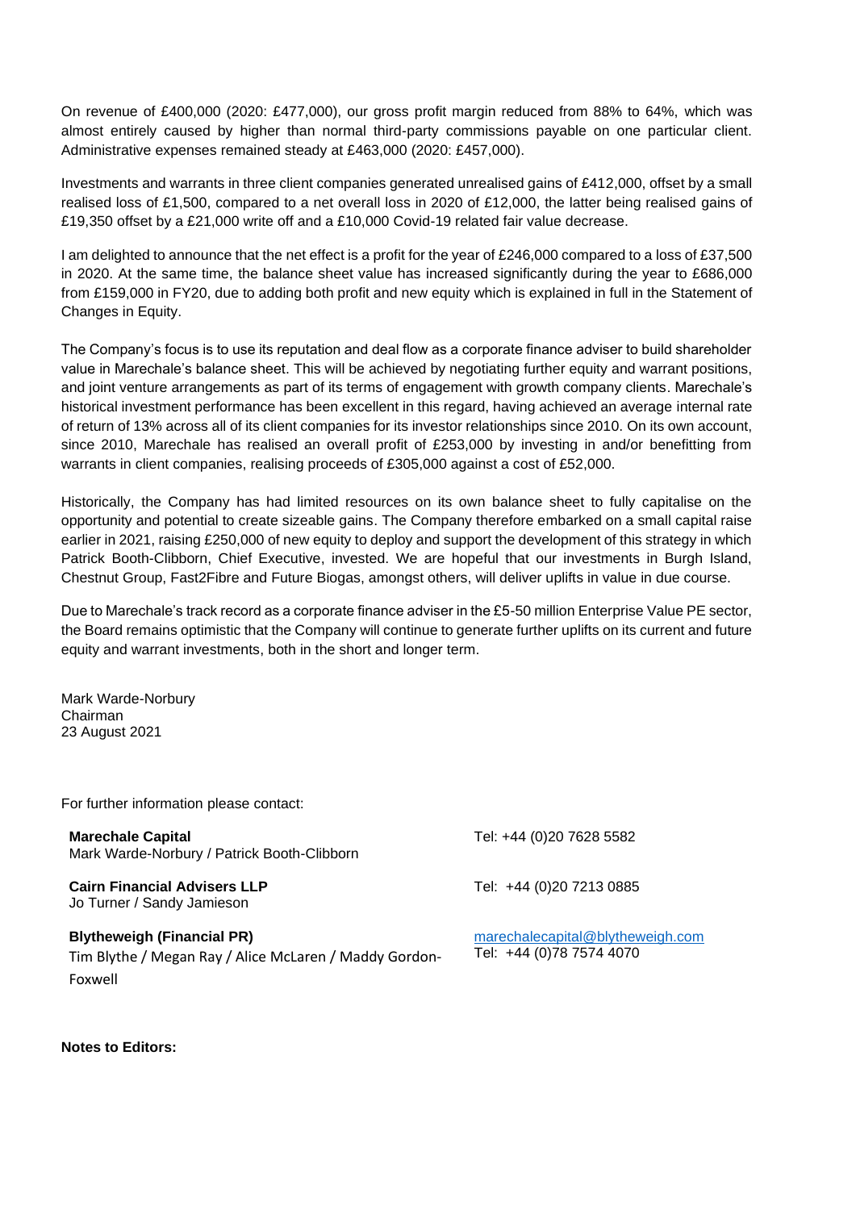On revenue of £400,000 (2020: £477,000), our gross profit margin reduced from 88% to 64%, which was almost entirely caused by higher than normal third-party commissions payable on one particular client. Administrative expenses remained steady at £463,000 (2020: £457,000).

Investments and warrants in three client companies generated unrealised gains of £412,000, offset by a small realised loss of £1,500, compared to a net overall loss in 2020 of £12,000, the latter being realised gains of £19,350 offset by a £21,000 write off and a £10,000 Covid-19 related fair value decrease.

I am delighted to announce that the net effect is a profit for the year of £246,000 compared to a loss of £37,500 in 2020. At the same time, the balance sheet value has increased significantly during the year to £686,000 from £159,000 in FY20, due to adding both profit and new equity which is explained in full in the Statement of Changes in Equity.

The Company's focus is to use its reputation and deal flow as a corporate finance adviser to build shareholder value in Marechale's balance sheet. This will be achieved by negotiating further equity and warrant positions, and joint venture arrangements as part of its terms of engagement with growth company clients. Marechale's historical investment performance has been excellent in this regard, having achieved an average internal rate of return of 13% across all of its client companies for its investor relationships since 2010. On its own account, since 2010, Marechale has realised an overall profit of £253,000 by investing in and/or benefitting from warrants in client companies, realising proceeds of £305,000 against a cost of £52,000.

Historically, the Company has had limited resources on its own balance sheet to fully capitalise on the opportunity and potential to create sizeable gains. The Company therefore embarked on a small capital raise earlier in 2021, raising £250,000 of new equity to deploy and support the development of this strategy in which Patrick Booth-Clibborn, Chief Executive, invested. We are hopeful that our investments in Burgh Island, Chestnut Group, Fast2Fibre and Future Biogas, amongst others, will deliver uplifts in value in due course.

Due to Marechale's track record as a corporate finance adviser in the £5-50 million Enterprise Value PE sector, the Board remains optimistic that the Company will continue to generate further uplifts on its current and future equity and warrant investments, both in the short and longer term.

Mark Warde-Norbury
Chairman
23 August 2021

For further information please contact:

| | |
|---|---|
| **Marechale Capital**<br>Mark Warde-Norbury / Patrick Booth-Clibborn | Tel: +44 (0)20 7628 5582 |
| **Cairn Financial Advisers LLP**<br>Jo Turner / Sandy Jamieson | Tel: +44 (0)20 7213 0885 |
| **Blytheweigh (Financial PR)**<br>Tim Blythe / Megan Ray / Alice McLaren / Maddy Gordon-Foxwell | marechalecapital@blytheweigh.com<br>Tel: +44 (0)78 7574 4070 |

**Notes to Editors:**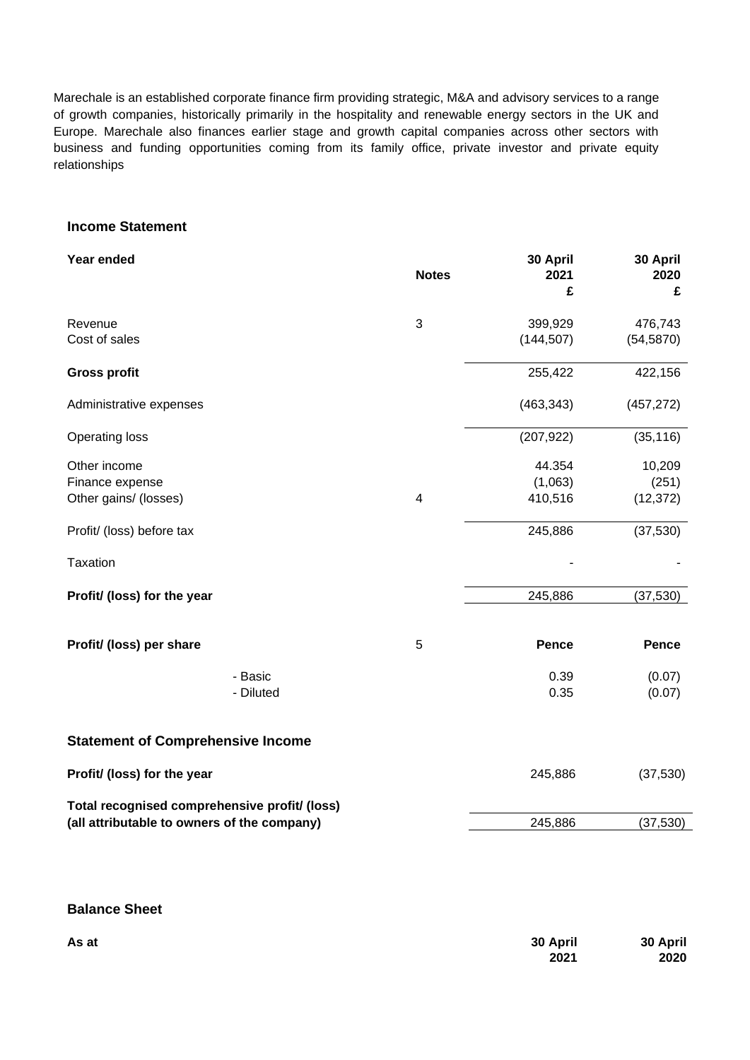Marechale is an established corporate finance firm providing strategic, M&A and advisory services to a range of growth companies, historically primarily in the hospitality and renewable energy sectors in the UK and Europe. Marechale also finances earlier stage and growth capital companies across other sectors with business and funding opportunities coming from its family office, private investor and private equity relationships

## Income Statement

| **Year ended** | **Notes** | **30 April 2021 £** | **30 April 2020 £** |
|---|---|---|---|
| Revenue | 3 | 399,929 | 476,743 |
| Cost of sales | | (144,507) | (54,5870) |
| **Gross profit** | | 255,422 | 422,156 |
| Administrative expenses | | (463,343) | (457,272) |
| Operating loss | | (207,922) | (35,116) |
| Other income | | 44.354 | 10,209 |
| Finance expense | | (1,063) | (251) |
| Other gains/ (losses) | 4 | 410,516 | (12,372) |
| Profit/ (loss) before tax | | 245,886 | (37,530) |
| Taxation | | - | - |
| **Profit/ (loss) for the year** | | 245,886 | (37,530) |
| **Profit/ (loss) per share** | 5 | **Pence** | **Pence** |
| - Basic | | 0.39 | (0.07) |
| - Diluted | | 0.35 | (0.07) |

## Statement of Comprehensive Income

| | | |
|---|---|---|
| **Profit/ (loss) for the year** | 245,886 | (37,530) |
| **Total recognised comprehensive profit/ (loss) (all attributable to owners of the company)** | 245,886 | (37,530) |

## Balance Sheet

| **As at** | **30 April 2021** | **30 April 2020** |
|---|---|---|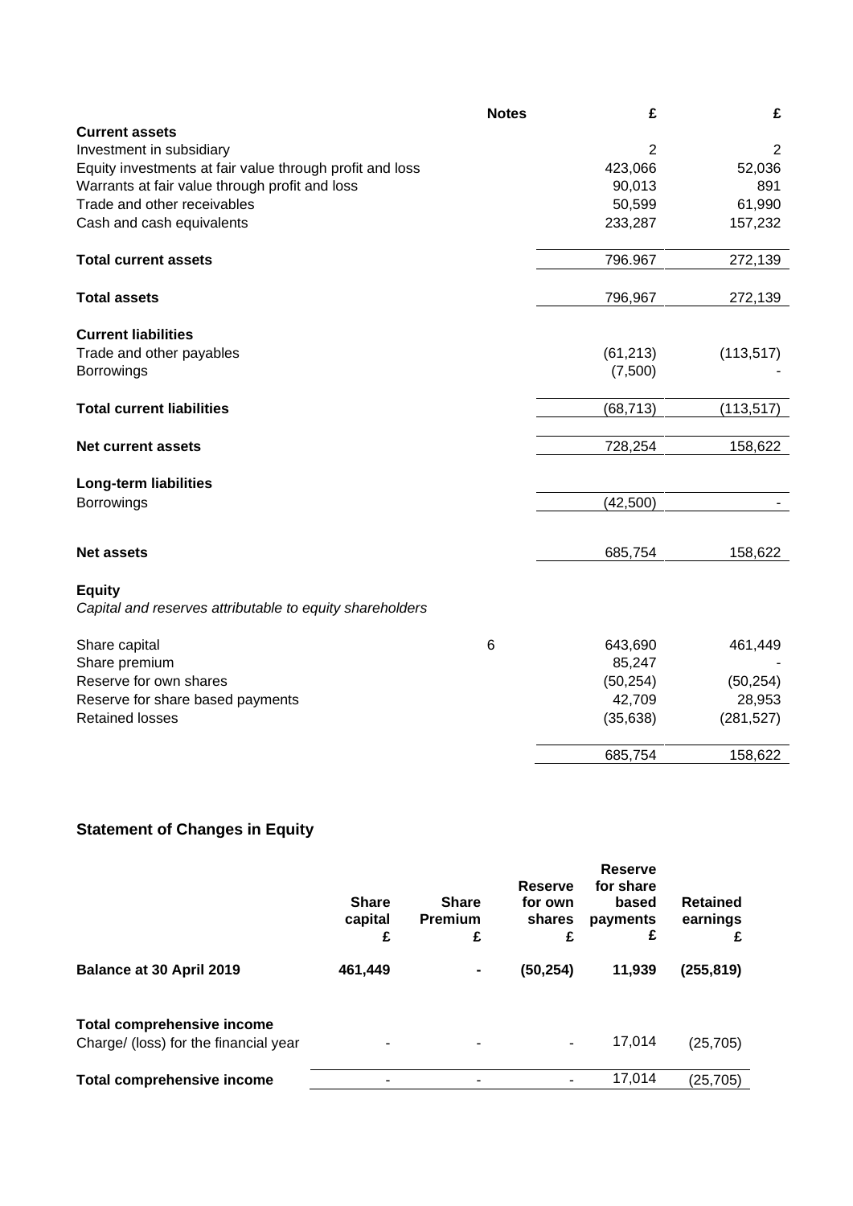| | Notes | £ | £ |
|---|---|---|---|
| **Current assets** | | | |
| Investment in subsidiary | | 2 | 2 |
| Equity investments at fair value through profit and loss | | 423,066 | 52,036 |
| Warrants at fair value through profit and loss | | 90,013 | 891 |
| Trade and other receivables | | 50,599 | 61,990 |
| Cash and cash equivalents | | 233,287 | 157,232 |
| **Total current assets** | | 796.967 | 272,139 |
| **Total assets** | | 796,967 | 272,139 |
| **Current liabilities** | | | |
| Trade and other payables | | (61,213) | (113,517) |
| Borrowings | | (7,500) | - |
| **Total current liabilities** | | (68,713) | (113,517) |
| **Net current assets** | | 728,254 | 158,622 |
| **Long-term liabilities** | | | |
| Borrowings | | (42,500) | - |
| **Net assets** | | 685,754 | 158,622 |
| **Equity** | | | |
| *Capital and reserves attributable to equity shareholders* | | | |
| Share capital | 6 | 643,690 | 461,449 |
| Share premium | | 85,247 | - |
| Reserve for own shares | | (50,254) | (50,254) |
| Reserve for share based payments | | 42,709 | 28,953 |
| Retained losses | | (35,638) | (281,527) |
| | | 685,754 | 158,622 |

## Statement of Changes in Equity

| | Share capital £ | Share Premium £ | Reserve for own shares £ | Reserve for share based payments £ | Retained earnings £ |
|---|---|---|---|---|---|
| **Balance at 30 April 2019** | **461,449** | **-** | **(50,254)** | **11,939** | **(255,819)** |
| **Total comprehensive income** | | | | | |
| Charge/ (loss) for the financial year | - | - | - | 17,014 | (25,705) |
| **Total comprehensive income** | - | - | - | 17,014 | (25,705) |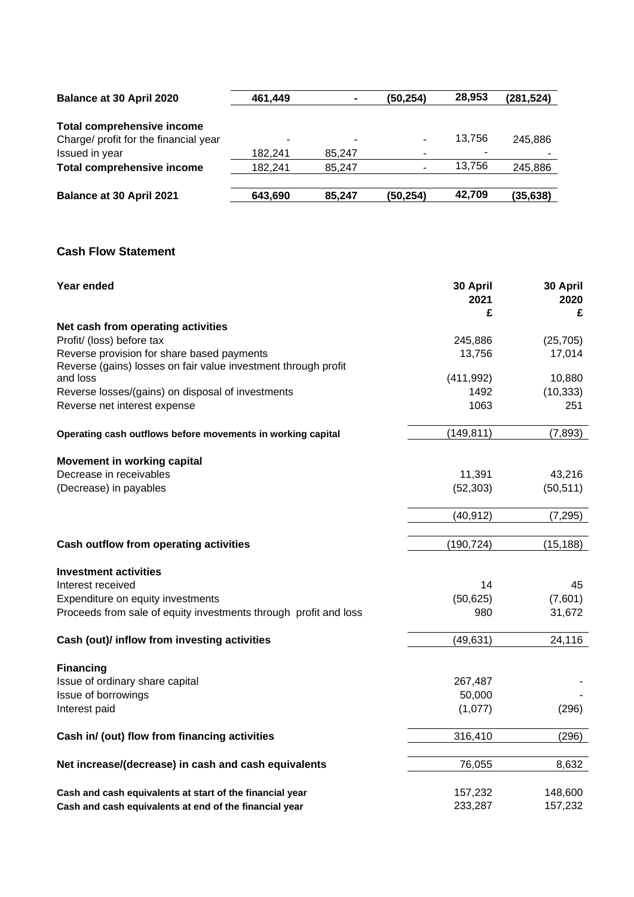| | | | | | |
|---|---|---|---|---|---|
| **Balance at 30 April 2020** | **461,449** | **-** | **(50,254)** | **28,953** | **(281,524)** |
| | | | | | |
| **Total comprehensive income** | | | | | |
| Charge/ profit for the financial year | - | - | - | 13,756 | 245,886 |
| Issued in year | 182,241 | 85,247 | - | - | - |
| **Total comprehensive income** | 182,241 | 85,247 | - | 13,756 | 245,886 |
| | | | | | |
| **Balance at 30 April 2021** | **643,690** | **85,247** | **(50,254)** | **42,709** | **(35,638)** |

## Cash Flow Statement

| **Year ended** | **30 April 2021 £** | **30 April 2020 £** |
|---|---|---|
| **Net cash from operating activities** | | |
| Profit/ (loss) before tax | 245,886 | (25,705) |
| Reverse provision for share based payments | 13,756 | 17,014 |
| Reverse (gains) losses on fair value investment through profit and loss | (411,992) | 10,880 |
| Reverse losses/(gains) on disposal of investments | 1492 | (10,333) |
| Reverse net interest expense | 1063 | 251 |
| **Operating cash outflows before movements in working capital** | (149,811) | (7,893) |
| | | |
| **Movement in working capital** | | |
| Decrease in receivables | 11,391 | 43,216 |
| (Decrease) in payables | (52,303) | (50,511) |
| | (40,912) | (7,295) |
| | | |
| **Cash outflow from operating activities** | (190,724) | (15,188) |
| | | |
| **Investment activities** | | |
| Interest received | 14 | 45 |
| Expenditure on equity investments | (50,625) | (7,601) |
| Proceeds from sale of equity investments through profit and loss | 980 | 31,672 |
| | | |
| **Cash (out)/ inflow from investing activities** | (49,631) | 24,116 |
| | | |
| **Financing** | | |
| Issue of ordinary share capital | 267,487 | - |
| Issue of borrowings | 50,000 | - |
| Interest paid | (1,077) | (296) |
| | | |
| **Cash in/ (out) flow from financing activities** | 316,410 | (296) |
| | | |
| **Net increase/(decrease) in cash and cash equivalents** | 76,055 | 8,632 |
| | | |
| **Cash and cash equivalents at start of the financial year** | 157,232 | 148,600 |
| **Cash and cash equivalents at end of the financial year** | 233,287 | 157,232 |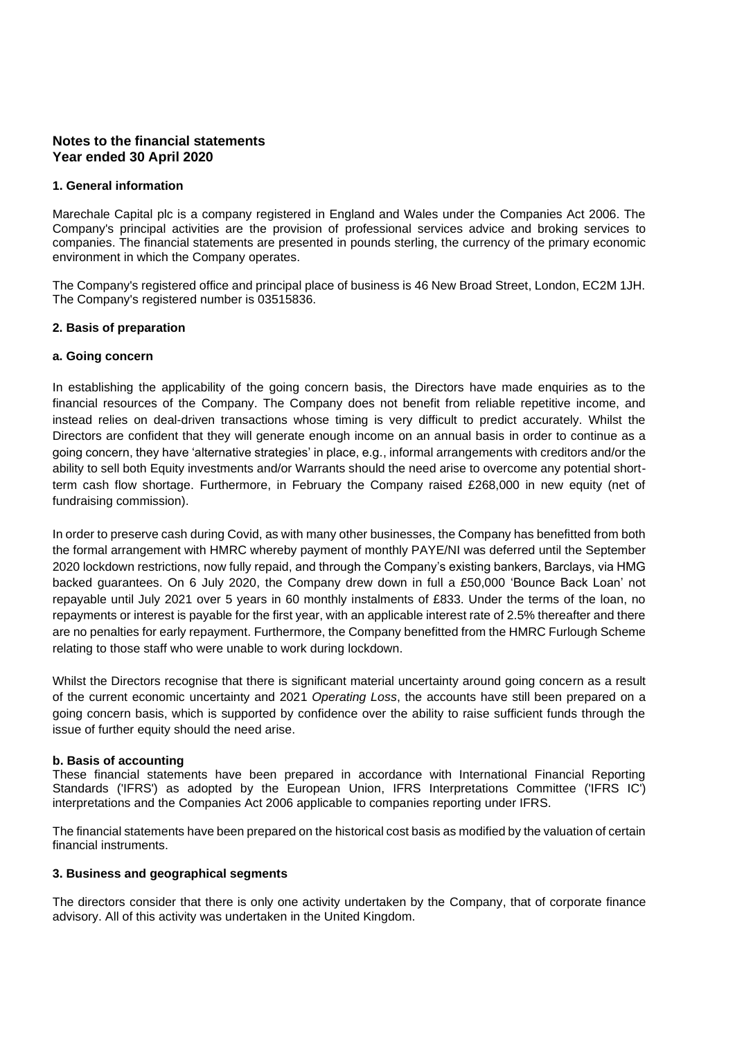## Notes to the financial statements
## Year ended 30 April 2020

### 1. General information

Marechale Capital plc is a company registered in England and Wales under the Companies Act 2006. The Company's principal activities are the provision of professional services advice and broking services to companies. The financial statements are presented in pounds sterling, the currency of the primary economic environment in which the Company operates.

The Company's registered office and principal place of business is 46 New Broad Street, London, EC2M 1JH. The Company's registered number is 03515836.

### 2. Basis of preparation

#### a. Going concern

In establishing the applicability of the going concern basis, the Directors have made enquiries as to the financial resources of the Company. The Company does not benefit from reliable repetitive income, and instead relies on deal-driven transactions whose timing is very difficult to predict accurately. Whilst the Directors are confident that they will generate enough income on an annual basis in order to continue as a going concern, they have 'alternative strategies' in place, e.g., informal arrangements with creditors and/or the ability to sell both Equity investments and/or Warrants should the need arise to overcome any potential short-term cash flow shortage. Furthermore, in February the Company raised £268,000 in new equity (net of fundraising commission).

In order to preserve cash during Covid, as with many other businesses, the Company has benefitted from both the formal arrangement with HMRC whereby payment of monthly PAYE/NI was deferred until the September 2020 lockdown restrictions, now fully repaid, and through the Company's existing bankers, Barclays, via HMG backed guarantees. On 6 July 2020, the Company drew down in full a £50,000 'Bounce Back Loan' not repayable until July 2021 over 5 years in 60 monthly instalments of £833. Under the terms of the loan, no repayments or interest is payable for the first year, with an applicable interest rate of 2.5% thereafter and there are no penalties for early repayment. Furthermore, the Company benefitted from the HMRC Furlough Scheme relating to those staff who were unable to work during lockdown.

Whilst the Directors recognise that there is significant material uncertainty around going concern as a result of the current economic uncertainty and 2021 *Operating Loss*, the accounts have still been prepared on a going concern basis, which is supported by confidence over the ability to raise sufficient funds through the issue of further equity should the need arise.

#### b. Basis of accounting

These financial statements have been prepared in accordance with International Financial Reporting Standards ('IFRS') as adopted by the European Union, IFRS Interpretations Committee ('IFRS IC') interpretations and the Companies Act 2006 applicable to companies reporting under IFRS.

The financial statements have been prepared on the historical cost basis as modified by the valuation of certain financial instruments.

### 3. Business and geographical segments

The directors consider that there is only one activity undertaken by the Company, that of corporate finance advisory. All of this activity was undertaken in the United Kingdom.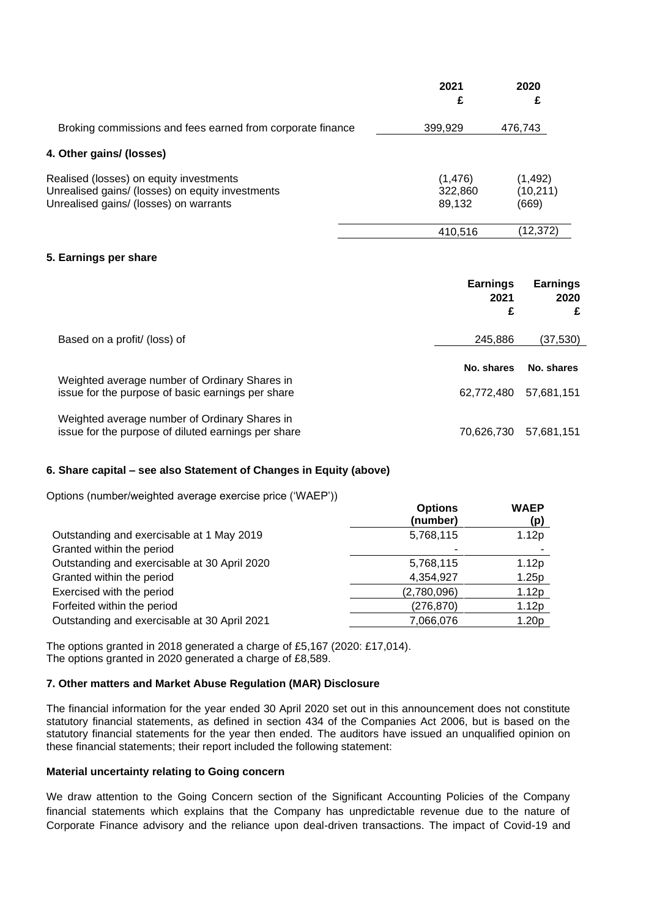| | 2021 £ | 2020 £ |
|---|---|---|
| Broking commissions and fees earned from corporate finance | 399,929 | 476,743 |

**4. Other gains/ (losses)**

| | 2021 | 2020 |
|---|---|---|
| Realised (losses) on equity investments | (1,476) | (1,492) |
| Unrealised gains/ (losses) on equity investments | 322,860 | (10,211) |
| Unrealised gains/ (losses) on warrants | 89,132 | (669) |
| | 410,516 | (12,372) |

**5. Earnings per share**

| | Earnings 2021 £ | Earnings 2020 £ |
|---|---|---|
| Based on a profit/ (loss) of | 245,886 | (37,530) |
| | No. shares | No. shares |
| Weighted average number of Ordinary Shares in issue for the purpose of basic earnings per share | 62,772,480 | 57,681,151 |
| Weighted average number of Ordinary Shares in issue for the purpose of diluted earnings per share | 70,626,730 | 57,681,151 |

**6. Share capital – see also Statement of Changes in Equity (above)**

Options (number/weighted average exercise price ('WAEP'))

| | Options (number) | WAEP (p) |
|---|---|---|
| Outstanding and exercisable at 1 May 2019 | 5,768,115 | 1.12p |
| Granted within the period | - | - |
| Outstanding and exercisable at 30 April 2020 | 5,768,115 | 1.12p |
| Granted within the period | 4,354,927 | 1.25p |
| Exercised with the period | (2,780,096) | 1.12p |
| Forfeited within the period | (276,870) | 1.12p |
| Outstanding and exercisable at 30 April 2021 | 7,066,076 | 1.20p |

The options granted in 2018 generated a charge of £5,167 (2020: £17,014).
The options granted in 2020 generated a charge of £8,589.

**7. Other matters and Market Abuse Regulation (MAR) Disclosure**

The financial information for the year ended 30 April 2020 set out in this announcement does not constitute statutory financial statements, as defined in section 434 of the Companies Act 2006, but is based on the statutory financial statements for the year then ended. The auditors have issued an unqualified opinion on these financial statements; their report included the following statement:

**Material uncertainty relating to Going concern**

We draw attention to the Going Concern section of the Significant Accounting Policies of the Company financial statements which explains that the Company has unpredictable revenue due to the nature of Corporate Finance advisory and the reliance upon deal-driven transactions. The impact of Covid-19 and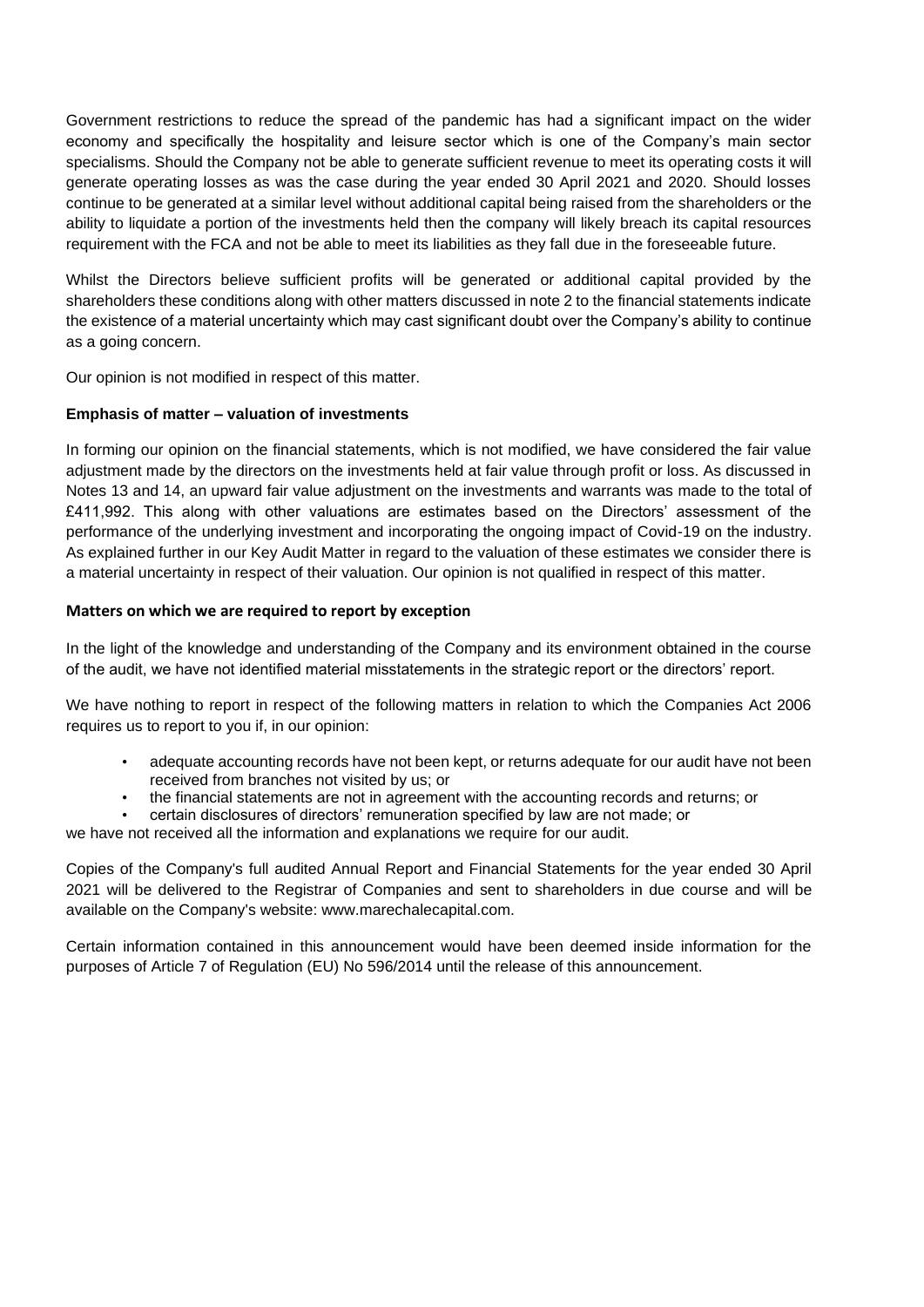Government restrictions to reduce the spread of the pandemic has had a significant impact on the wider economy and specifically the hospitality and leisure sector which is one of the Company's main sector specialisms. Should the Company not be able to generate sufficient revenue to meet its operating costs it will generate operating losses as was the case during the year ended 30 April 2021 and 2020. Should losses continue to be generated at a similar level without additional capital being raised from the shareholders or the ability to liquidate a portion of the investments held then the company will likely breach its capital resources requirement with the FCA and not be able to meet its liabilities as they fall due in the foreseeable future.

Whilst the Directors believe sufficient profits will be generated or additional capital provided by the shareholders these conditions along with other matters discussed in note 2 to the financial statements indicate the existence of a material uncertainty which may cast significant doubt over the Company's ability to continue as a going concern.

Our opinion is not modified in respect of this matter.

**Emphasis of matter – valuation of investments**

In forming our opinion on the financial statements, which is not modified, we have considered the fair value adjustment made by the directors on the investments held at fair value through profit or loss. As discussed in Notes 13 and 14, an upward fair value adjustment on the investments and warrants was made to the total of £411,992. This along with other valuations are estimates based on the Directors' assessment of the performance of the underlying investment and incorporating the ongoing impact of Covid-19 on the industry. As explained further in our Key Audit Matter in regard to the valuation of these estimates we consider there is a material uncertainty in respect of their valuation. Our opinion is not qualified in respect of this matter.

**Matters on which we are required to report by exception**

In the light of the knowledge and understanding of the Company and its environment obtained in the course of the audit, we have not identified material misstatements in the strategic report or the directors' report.

We have nothing to report in respect of the following matters in relation to which the Companies Act 2006 requires us to report to you if, in our opinion:

- adequate accounting records have not been kept, or returns adequate for our audit have not been received from branches not visited by us; or
- the financial statements are not in agreement with the accounting records and returns; or
- certain disclosures of directors' remuneration specified by law are not made; or

we have not received all the information and explanations we require for our audit.

Copies of the Company's full audited Annual Report and Financial Statements for the year ended 30 April 2021 will be delivered to the Registrar of Companies and sent to shareholders in due course and will be available on the Company's website: www.marechalecapital.com.

Certain information contained in this announcement would have been deemed inside information for the purposes of Article 7 of Regulation (EU) No 596/2014 until the release of this announcement.